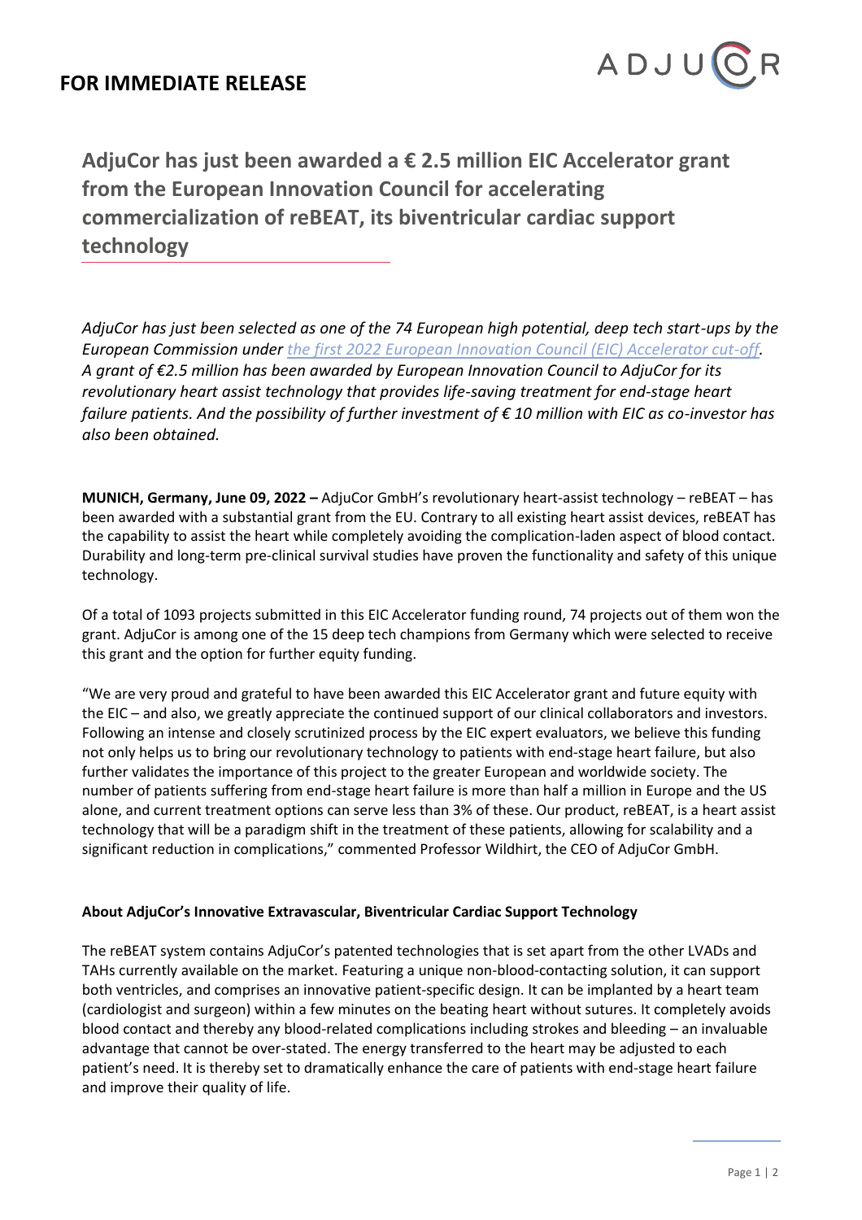**FOR IMMEDIATE RELEASE**

ADJUCOR

# AdjuCor has just been awarded a € 2.5 million EIC Accelerator grant from the European Innovation Council for accelerating commercialization of reBEAT, its biventricular cardiac support technology

*AdjuCor has just been selected as one of the 74 European high potential, deep tech start-ups by the European Commission under the first 2022 European Innovation Council (EIC) Accelerator cut-off. A grant of €2.5 million has been awarded by European Innovation Council to AdjuCor for its revolutionary heart assist technology that provides life-saving treatment for end-stage heart failure patients. And the possibility of further investment of € 10 million with EIC as co-investor has also been obtained.*

**MUNICH, Germany, June 09, 2022 –** AdjuCor GmbH's revolutionary heart-assist technology – reBEAT – has been awarded with a substantial grant from the EU. Contrary to all existing heart assist devices, reBEAT has the capability to assist the heart while completely avoiding the complication-laden aspect of blood contact. Durability and long-term pre-clinical survival studies have proven the functionality and safety of this unique technology.

Of a total of 1093 projects submitted in this EIC Accelerator funding round, 74 projects out of them won the grant. AdjuCor is among one of the 15 deep tech champions from Germany which were selected to receive this grant and the option for further equity funding.

"We are very proud and grateful to have been awarded this EIC Accelerator grant and future equity with the EIC – and also, we greatly appreciate the continued support of our clinical collaborators and investors. Following an intense and closely scrutinized process by the EIC expert evaluators, we believe this funding not only helps us to bring our revolutionary technology to patients with end-stage heart failure, but also further validates the importance of this project to the greater European and worldwide society. The number of patients suffering from end-stage heart failure is more than half a million in Europe and the US alone, and current treatment options can serve less than 3% of these. Our product, reBEAT, is a heart assist technology that will be a paradigm shift in the treatment of these patients, allowing for scalability and a significant reduction in complications," commented Professor Wildhirt, the CEO of AdjuCor GmbH.

**About AdjuCor's Innovative Extravascular, Biventricular Cardiac Support Technology**

The reBEAT system contains AdjuCor's patented technologies that is set apart from the other LVADs and TAHs currently available on the market. Featuring a unique non-blood-contacting solution, it can support both ventricles, and comprises an innovative patient-specific design. It can be implanted by a heart team (cardiologist and surgeon) within a few minutes on the beating heart without sutures. It completely avoids blood contact and thereby any blood-related complications including strokes and bleeding – an invaluable advantage that cannot be over-stated. The energy transferred to the heart may be adjusted to each patient's need. It is thereby set to dramatically enhance the care of patients with end-stage heart failure and improve their quality of life.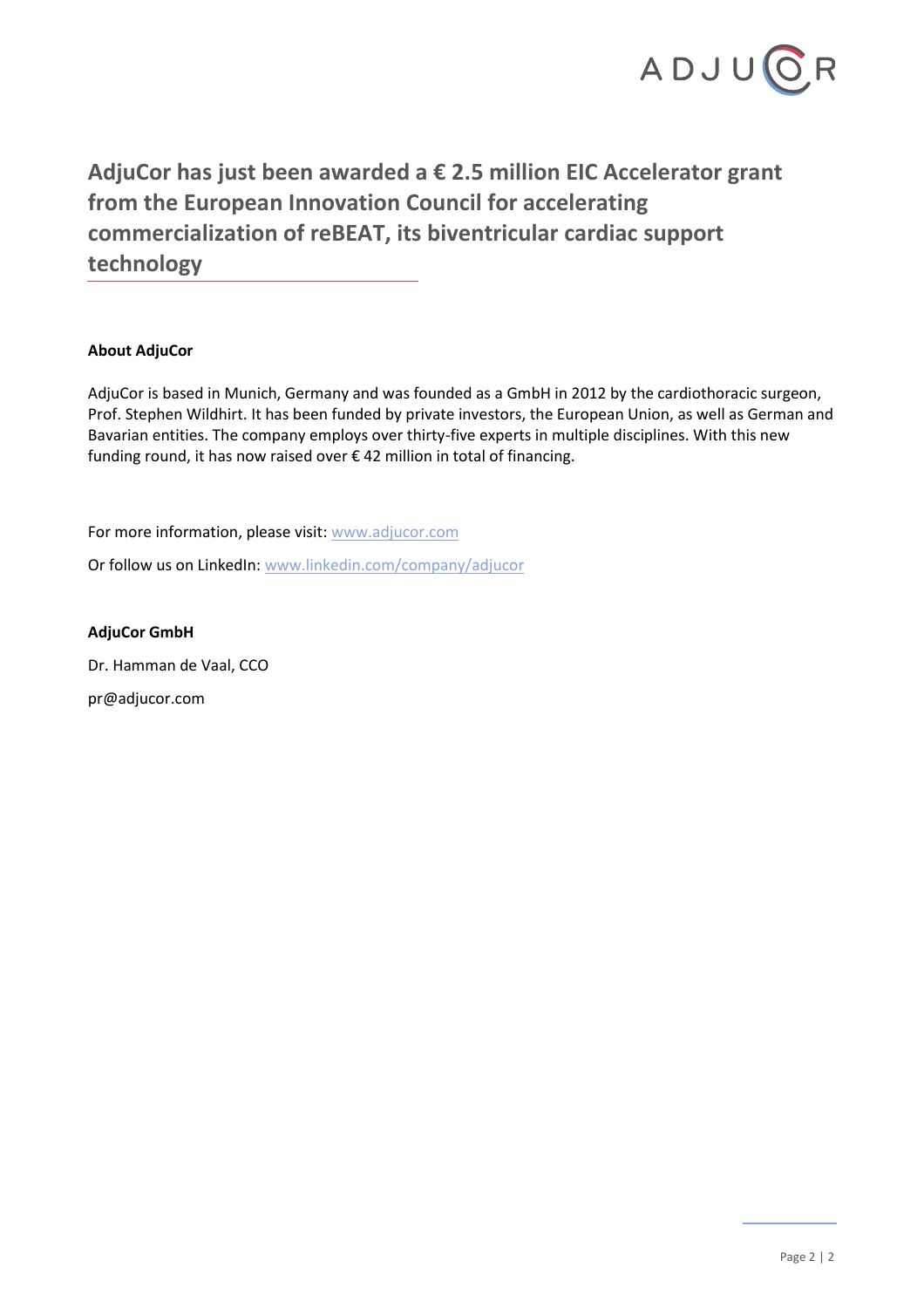# AdjuCor has just been awarded a € 2.5 million EIC Accelerator grant from the European Innovation Council for accelerating commercialization of reBEAT, its biventricular cardiac support technology

**About AdjuCor**

AdjuCor is based in Munich, Germany and was founded as a GmbH in 2012 by the cardiothoracic surgeon, Prof. Stephen Wildhirt. It has been funded by private investors, the European Union, as well as German and Bavarian entities. The company employs over thirty-five experts in multiple disciplines. With this new funding round, it has now raised over € 42 million in total of financing.

For more information, please visit: www.adjucor.com

Or follow us on LinkedIn: www.linkedin.com/company/adjucor

**AdjuCor GmbH**

Dr. Hamman de Vaal, CCO

pr@adjucor.com